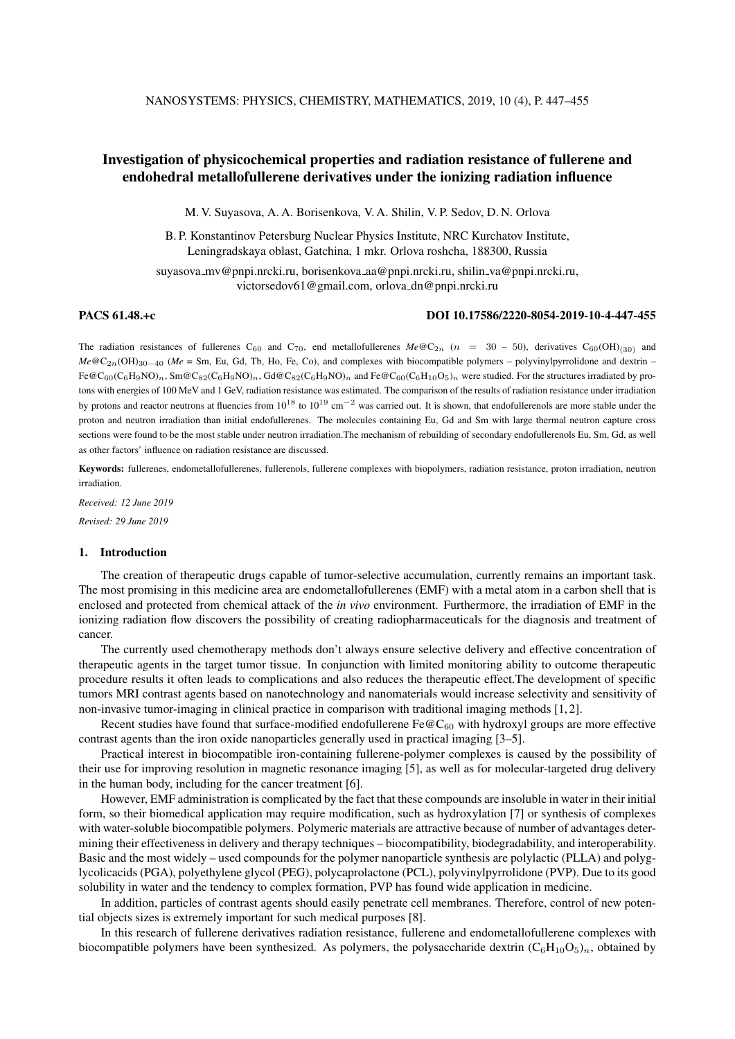# Investigation of physicochemical properties and radiation resistance of fullerene and endohedral metallofullerene derivatives under the ionizing radiation influence

M. V. Suyasova, A. A. Borisenkova, V. A. Shilin, V. P. Sedov, D. N. Orlova

B. P. Konstantinov Petersburg Nuclear Physics Institute, NRC Kurchatov Institute, Leningradskaya oblast, Gatchina, 1 mkr. Orlova roshcha, 188300, Russia

suyasova_mv@pnpi.nrcki.ru, borisenkova_aa@pnpi.nrcki.ru, shilin_va@pnpi.nrcki.ru, victorsedov61@gmail.com, orlova_dn@pnpi.nrcki.ru

**PACS 61.48.+c** **DOI 10.17586/2220-8054-2019-10-4-447-455**

The radiation resistances of fullerenes $C_{60}$ and $C_{70}$, end metallofullerenes *Me*@$C_{2n}$ ($n$ = 30 – 50), derivatives $C_{60}(OH)_{(30)}$ and *Me*@$C_{2n}(OH)_{30-40}$ (*Me* = Sm, Eu, Gd, Tb, Ho, Fe, Co), and complexes with biocompatible polymers – polyvinylpyrrolidone and dextrin – $Fe@C_{60}(C_6H_9NO)_n$, $Sm@C_{82}(C_6H_9NO)_n$, $Gd@C_{82}(C_6H_9NO)_n$ and $Fe@C_{60}(C_6H_{10}O_5)_n$ were studied. For the structures irradiated by protons with energies of 100 MeV and 1 GeV, radiation resistance was estimated. The comparison of the results of radiation resistance under irradiation by protons and reactor neutrons at fluencies from $10^{18}$ to $10^{19}$ cm$^{-2}$ was carried out. It is shown, that endofullerenols are more stable under the proton and neutron irradiation than initial endofullerenes. The molecules containing Eu, Gd and Sm with large thermal neutron capture cross sections were found to be the most stable under neutron irradiation.The mechanism of rebuilding of secondary endofullerenols Eu, Sm, Gd, as well as other factors' influence on radiation resistance are discussed.

**Keywords:** fullerenes, endometallofullerenes, fullerenols, fullerene complexes with biopolymers, radiation resistance, proton irradiation, neutron irradiation.

*Received: 12 June 2019*

*Revised: 29 June 2019*

## 1. Introduction

The creation of therapeutic drugs capable of tumor-selective accumulation, currently remains an important task. The most promising in this medicine area are endometallofullerenes (EMF) with a metal atom in a carbon shell that is enclosed and protected from chemical attack of the *in vivo* environment. Furthermore, the irradiation of EMF in the ionizing radiation flow discovers the possibility of creating radiopharmaceuticals for the diagnosis and treatment of cancer.

The currently used chemotherapy methods don't always ensure selective delivery and effective concentration of therapeutic agents in the target tumor tissue. In conjunction with limited monitoring ability to outcome therapeutic procedure results it often leads to complications and also reduces the therapeutic effect.The development of specific tumors MRI contrast agents based on nanotechnology and nanomaterials would increase selectivity and sensitivity of non-invasive tumor-imaging in clinical practice in comparison with traditional imaging methods [1, 2].

Recent studies have found that surface-modified endofullerene $Fe@C_{60}$ with hydroxyl groups are more effective contrast agents than the iron oxide nanoparticles generally used in practical imaging [3–5].

Practical interest in biocompatible iron-containing fullerene-polymer complexes is caused by the possibility of their use for improving resolution in magnetic resonance imaging [5], as well as for molecular-targeted drug delivery in the human body, including for the cancer treatment [6].

However, EMF administration is complicated by the fact that these compounds are insoluble in water in their initial form, so their biomedical application may require modification, such as hydroxylation [7] or synthesis of complexes with water-soluble biocompatible polymers. Polymeric materials are attractive because of number of advantages determining their effectiveness in delivery and therapy techniques – biocompatibility, biodegradability, and interoperability. Basic and the most widely – used compounds for the polymer nanoparticle synthesis are polylactic (PLLA) and polyglycolicacids (PGA), polyethylene glycol (PEG), polycaprolactone (PCL), polyvinylpyrrolidone (PVP). Due to its good solubility in water and the tendency to complex formation, PVP has found wide application in medicine.

In addition, particles of contrast agents should easily penetrate cell membranes. Therefore, control of new potential objects sizes is extremely important for such medical purposes [8].

In this research of fullerene derivatives radiation resistance, fullerene and endometallofullerene complexes with biocompatible polymers have been synthesized. As polymers, the polysaccharide dextrin $(C_6H_{10}O_5)_n$, obtained by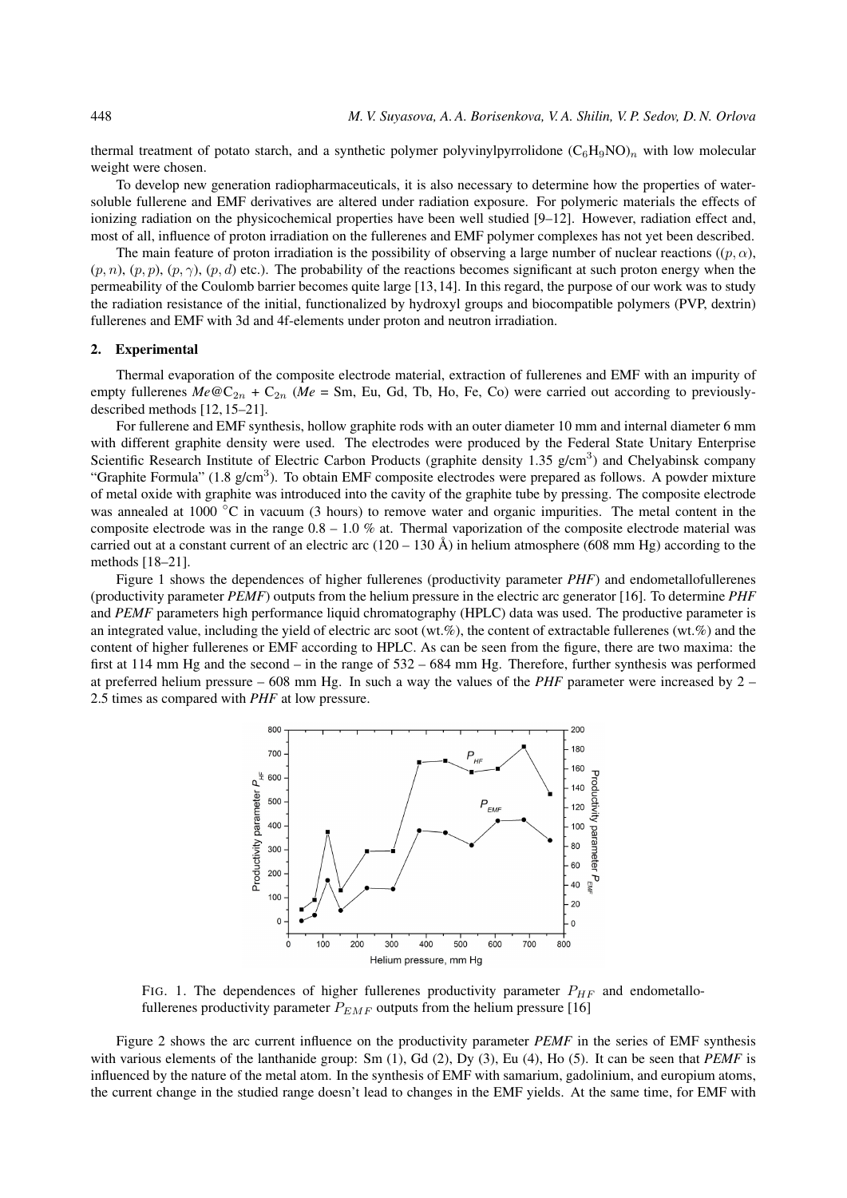thermal treatment of potato starch, and a synthetic polymer polyvinylpyrrolidone $(C_6H_9NO)_n$ with low molecular weight were chosen.

To develop new generation radiopharmaceuticals, it is also necessary to determine how the properties of water-soluble fullerene and EMF derivatives are altered under radiation exposure. For polymeric materials the effects of ionizing radiation on the physicochemical properties have been well studied [9–12]. However, radiation effect and, most of all, influence of proton irradiation on the fullerenes and EMF polymer complexes has not yet been described.

The main feature of proton irradiation is the possibility of observing a large number of nuclear reactions ($(p, \alpha)$, $(p, n)$, $(p, p)$, $(p, \gamma)$, $(p, d)$ etc.). The probability of the reactions becomes significant at such proton energy when the permeability of the Coulomb barrier becomes quite large [13, 14]. In this regard, the purpose of our work was to study the radiation resistance of the initial, functionalized by hydroxyl groups and biocompatible polymers (PVP, dextrin) fullerenes and EMF with 3d and 4f-elements under proton and neutron irradiation.

## 2. Experimental

Thermal evaporation of the composite electrode material, extraction of fullerenes and EMF with an impurity of empty fullerenes $Me@C_{2n}$ + $C_{2n}$ (*Me* = Sm, Eu, Gd, Tb, Ho, Fe, Co) were carried out according to previously-described methods [12, 15–21].

For fullerene and EMF synthesis, hollow graphite rods with an outer diameter 10 mm and internal diameter 6 mm with different graphite density were used. The electrodes were produced by the Federal State Unitary Enterprise Scientific Research Institute of Electric Carbon Products (graphite density 1.35 g/cm$^3$) and Chelyabinsk company "Graphite Formula" (1.8 g/cm$^3$). To obtain EMF composite electrodes were prepared as follows. A powder mixture of metal oxide with graphite was introduced into the cavity of the graphite tube by pressing. The composite electrode was annealed at 1000 °C in vacuum (3 hours) to remove water and organic impurities. The metal content in the composite electrode was in the range 0.8 – 1.0 % at. Thermal vaporization of the composite electrode material was carried out at a constant current of an electric arc (120 – 130 Å) in helium atmosphere (608 mm Hg) according to the methods [18–21].

Figure 1 shows the dependences of higher fullerenes (productivity parameter *PHF*) and endometallofullerenes (productivity parameter *PEMF*) outputs from the helium pressure in the electric arc generator [16]. To determine *PHF* and *PEMF* parameters high performance liquid chromatography (HPLC) data was used. The productive parameter is an integrated value, including the yield of electric arc soot (wt.%), the content of extractable fullerenes (wt.%) and the content of higher fullerenes or EMF according to HPLC. As can be seen from the figure, there are two maxima: the first at 114 mm Hg and the second – in the range of 532 – 684 mm Hg. Therefore, further synthesis was performed at preferred helium pressure – 608 mm Hg. In such a way the values of the *PHF* parameter were increased by 2 – 2.5 times as compared with *PHF* at low pressure.

Productivity parameter $P_{HF}$
Productivity parameter $P_{EMF}$
$P_{HF}$
$P_{EMF}$
Helium pressure, mm Hg

FIG. 1. The dependences of higher fullerenes productivity parameter $P_{HF}$ and endometallofullerenes productivity parameter $P_{EMF}$ outputs from the helium pressure [16]

Figure 2 shows the arc current influence on the productivity parameter *PEMF* in the series of EMF synthesis with various elements of the lanthanide group: Sm (1), Gd (2), Dy (3), Eu (4), Ho (5). It can be seen that *PEMF* is influenced by the nature of the metal atom. In the synthesis of EMF with samarium, gadolinium, and europium atoms, the current change in the studied range doesn't lead to changes in the EMF yields. At the same time, for EMF with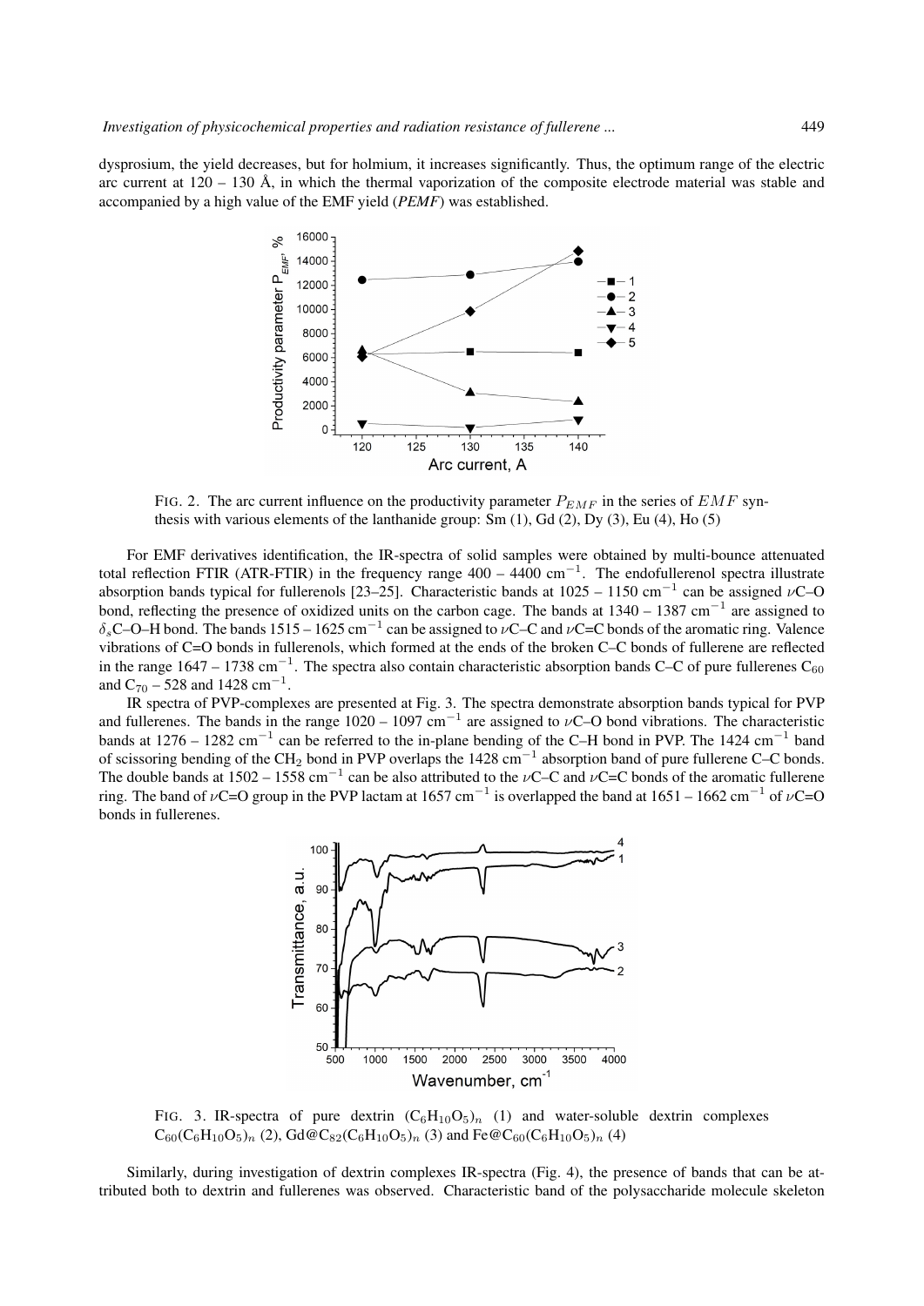dysprosium, the yield decreases, but for holmium, it increases significantly. Thus, the optimum range of the electric arc current at 120 – 130 Å, in which the thermal vaporization of the composite electrode material was stable and accompanied by a high value of the EMF yield (*PEMF*) was established.

Productivity parameter $P_{EMF}$, %

16000
14000
12000
10000
8000
6000
4000
2000
0

120 125 130 135 140

Arc current, A

1
2
3
4
5

FIG. 2. The arc current influence on the productivity parameter $P_{EMF}$ in the series of $EMF$ synthesis with various elements of the lanthanide group: Sm (1), Gd (2), Dy (3), Eu (4), Ho (5)

For EMF derivatives identification, the IR-spectra of solid samples were obtained by multi-bounce attenuated total reflection FTIR (ATR-FTIR) in the frequency range 400 – 4400 $cm^{-1}$. The endofullerenol spectra illustrate absorption bands typical for fullerenols [23–25]. Characteristic bands at 1025 – 1150 $cm^{-1}$ can be assigned $\nu$C–O bond, reflecting the presence of oxidized units on the carbon cage. The bands at 1340 – 1387 $cm^{-1}$ are assigned to $\delta_s$C–O–H bond. The bands 1515 – 1625 $cm^{-1}$ can be assigned to $\nu$C–C and $\nu$C=C bonds of the aromatic ring. Valence vibrations of C=O bonds in fullerenols, which formed at the ends of the broken C–C bonds of fullerene are reflected in the range 1647 – 1738 $cm^{-1}$. The spectra also contain characteristic absorption bands C–C of pure fullerenes $C_{60}$ and $C_{70}$ – 528 and 1428 $cm^{-1}$.

IR spectra of PVP-complexes are presented at Fig. 3. The spectra demonstrate absorption bands typical for PVP and fullerenes. The bands in the range 1020 – 1097 $cm^{-1}$ are assigned to $\nu$C–O bond vibrations. The characteristic bands at 1276 – 1282 $cm^{-1}$ can be referred to the in-plane bending of the C–H bond in PVP. The 1424 $cm^{-1}$ band of scissoring bending of the $CH_2$ bond in PVP overlaps the 1428 $cm^{-1}$ absorption band of pure fullerene C–C bonds. The double bands at 1502 – 1558 $cm^{-1}$ can be also attributed to the $\nu$C–C and $\nu$C=C bonds of the aromatic fullerene ring. The band of $\nu$C=O group in the PVP lactam at 1657 $cm^{-1}$ is overlapped the band at 1651 – 1662 $cm^{-1}$ of $\nu$C=O bonds in fullerenes.

Transmittance, a.u.

100
90
80
70
60
50

500 1000 1500 2000 2500 3000 3500 4000

Wavenumber, $cm^{-1}$

4
1
3
2

FIG. 3. IR-spectra of pure dextrin $(C_6H_{10}O_5)_n$ (1) and water-soluble dextrin complexes $C_{60}(C_6H_{10}O_5)_n$ (2), $Gd@C_{82}(C_6H_{10}O_5)_n$ (3) and $Fe@C_{60}(C_6H_{10}O_5)_n$ (4)

Similarly, during investigation of dextrin complexes IR-spectra (Fig. 4), the presence of bands that can be attributed both to dextrin and fullerenes was observed. Characteristic band of the polysaccharide molecule skeleton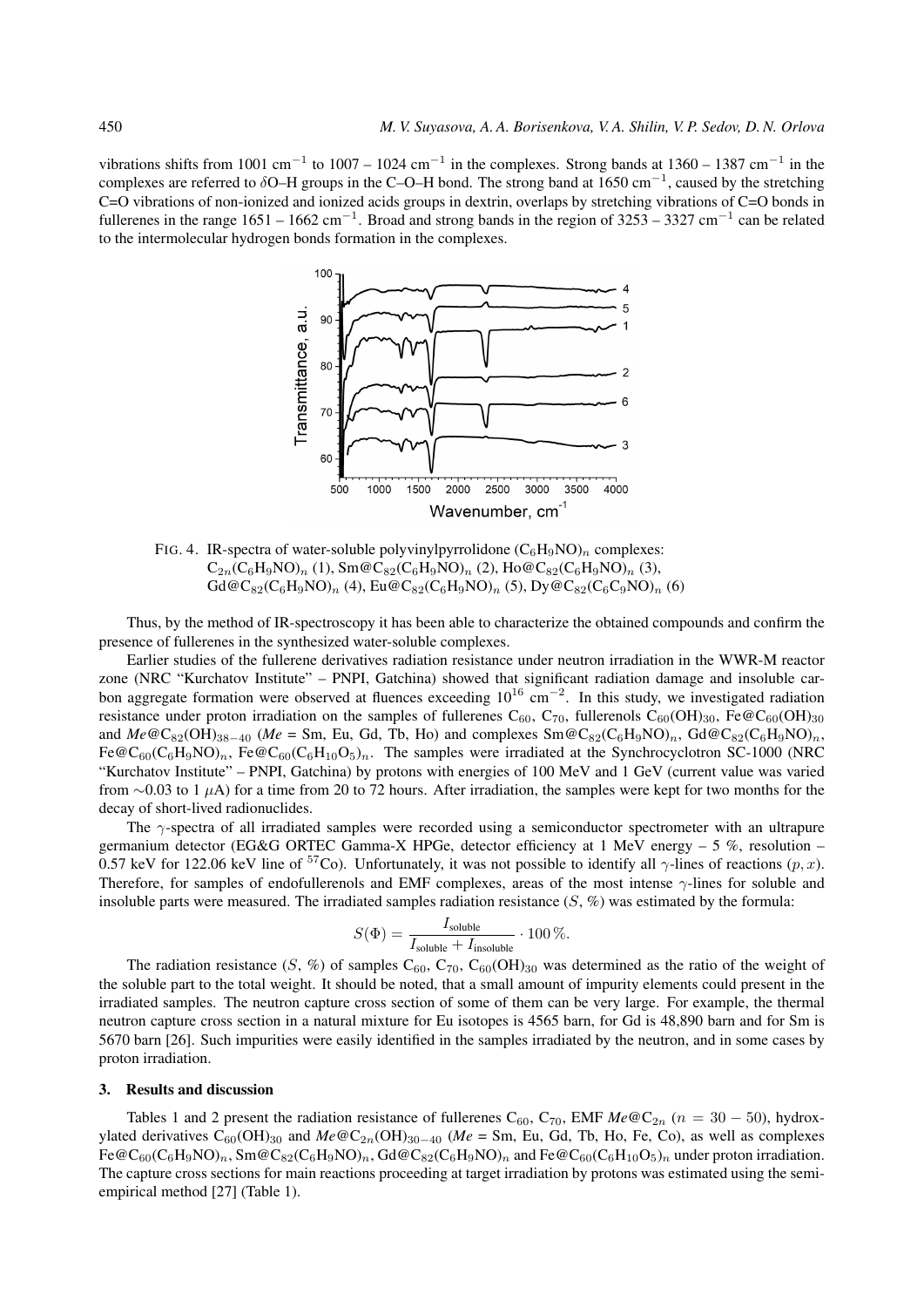vibrations shifts from 1001 cm$^{-1}$ to 1007 – 1024 cm$^{-1}$ in the complexes. Strong bands at 1360 – 1387 cm$^{-1}$ in the complexes are referred to $\delta$O–H groups in the C–O–H bond. The strong band at 1650 cm$^{-1}$, caused by the stretching C=O vibrations of non-ionized and ionized acids groups in dextrin, overlaps by stretching vibrations of C=O bonds in fullerenes in the range 1651 – 1662 cm$^{-1}$. Broad and strong bands in the region of 3253 – 3327 cm$^{-1}$ can be related to the intermolecular hydrogen bonds formation in the complexes.

Transmittance, a.u.
100
90
80
70
60
500 1000 1500 2000 2500 3000 3500 4000
Wavenumber, cm$^{-1}$
4
5
1
2
6
3

FIG. 4. IR-spectra of water-soluble polyvinylpyrrolidone $(C_6H_9NO)_n$ complexes: $C_{2n}(C_6H_9NO)_n$ (1), $Sm@C_{82}(C_6H_9NO)_n$ (2), $Ho@C_{82}(C_6H_9NO)_n$ (3), $Gd@C_{82}(C_6H_9NO)_n$ (4), $Eu@C_{82}(C_6H_9NO)_n$ (5), $Dy@C_{82}(C_6C_9NO)_n$ (6)

Thus, by the method of IR-spectroscopy it has been able to characterize the obtained compounds and confirm the presence of fullerenes in the synthesized water-soluble complexes.

Earlier studies of the fullerene derivatives radiation resistance under neutron irradiation in the WWR-M reactor zone (NRC "Kurchatov Institute" – PNPI, Gatchina) showed that significant radiation damage and insoluble carbon aggregate formation were observed at fluences exceeding $10^{16}$ cm$^{-2}$. In this study, we investigated radiation resistance under proton irradiation on the samples of fullerenes $C_{60}$, $C_{70}$, fullerenols $C_{60}(OH)_{30}$, $Fe@C_{60}(OH)_{30}$ and $Me@C_{82}(OH)_{38-40}$ (*Me* = Sm, Eu, Gd, Tb, Ho) and complexes $Sm@C_{82}(C_6H_9NO)_n$, $Gd@C_{82}(C_6H_9NO)_n$, $Fe@C_{60}(C_6H_9NO)_n$, $Fe@C_{60}(C_6H_{10}O_5)_n$. The samples were irradiated at the Synchrocyclotron SC-1000 (NRC "Kurchatov Institute" – PNPI, Gatchina) by protons with energies of 100 MeV and 1 GeV (current value was varied from $\sim$0.03 to 1 $\mu$A) for a time from 20 to 72 hours. After irradiation, the samples were kept for two months for the decay of short-lived radionuclides.

The $\gamma$-spectra of all irradiated samples were recorded using a semiconductor spectrometer with an ultrapure germanium detector (EG&G ORTEC Gamma-X HPGe, detector efficiency at 1 MeV energy – 5 %, resolution – 0.57 keV for 122.06 keV line of $^{57}$Co). Unfortunately, it was not possible to identify all $\gamma$-lines of reactions $(p, x)$. Therefore, for samples of endofullerenols and EMF complexes, areas of the most intense $\gamma$-lines for soluble and insoluble parts were measured. The irradiated samples radiation resistance ($S$, %) was estimated by the formula:

$$S(\Phi) = \frac{I_{\text{soluble}}}{I_{\text{soluble}} + I_{\text{insoluble}}} \cdot 100\,\%.$$

The radiation resistance ($S$, %) of samples $C_{60}$, $C_{70}$, $C_{60}(OH)_{30}$ was determined as the ratio of the weight of the soluble part to the total weight. It should be noted, that a small amount of impurity elements could present in the irradiated samples. The neutron capture cross section of some of them can be very large. For example, the thermal neutron capture cross section in a natural mixture for Eu isotopes is 4565 barn, for Gd is 48,890 barn and for Sm is 5670 barn [26]. Such impurities were easily identified in the samples irradiated by the neutron, and in some cases by proton irradiation.

## 3. Results and discussion

Tables 1 and 2 present the radiation resistance of fullerenes $C_{60}$, $C_{70}$, EMF $Me@C_{2n}$ $(n = 30 - 50)$, hydroxylated derivatives $C_{60}(OH)_{30}$ and $Me@C_{2n}(OH)_{30-40}$ (*Me* = Sm, Eu, Gd, Tb, Ho, Fe, Co), as well as complexes $Fe@C_{60}(C_6H_9NO)_n$, $Sm@C_{82}(C_6H_9NO)_n$, $Gd@C_{82}(C_6H_9NO)_n$ and $Fe@C_{60}(C_6H_{10}O_5)_n$ under proton irradiation. The capture cross sections for main reactions proceeding at target irradiation by protons was estimated using the semi-empirical method [27] (Table 1).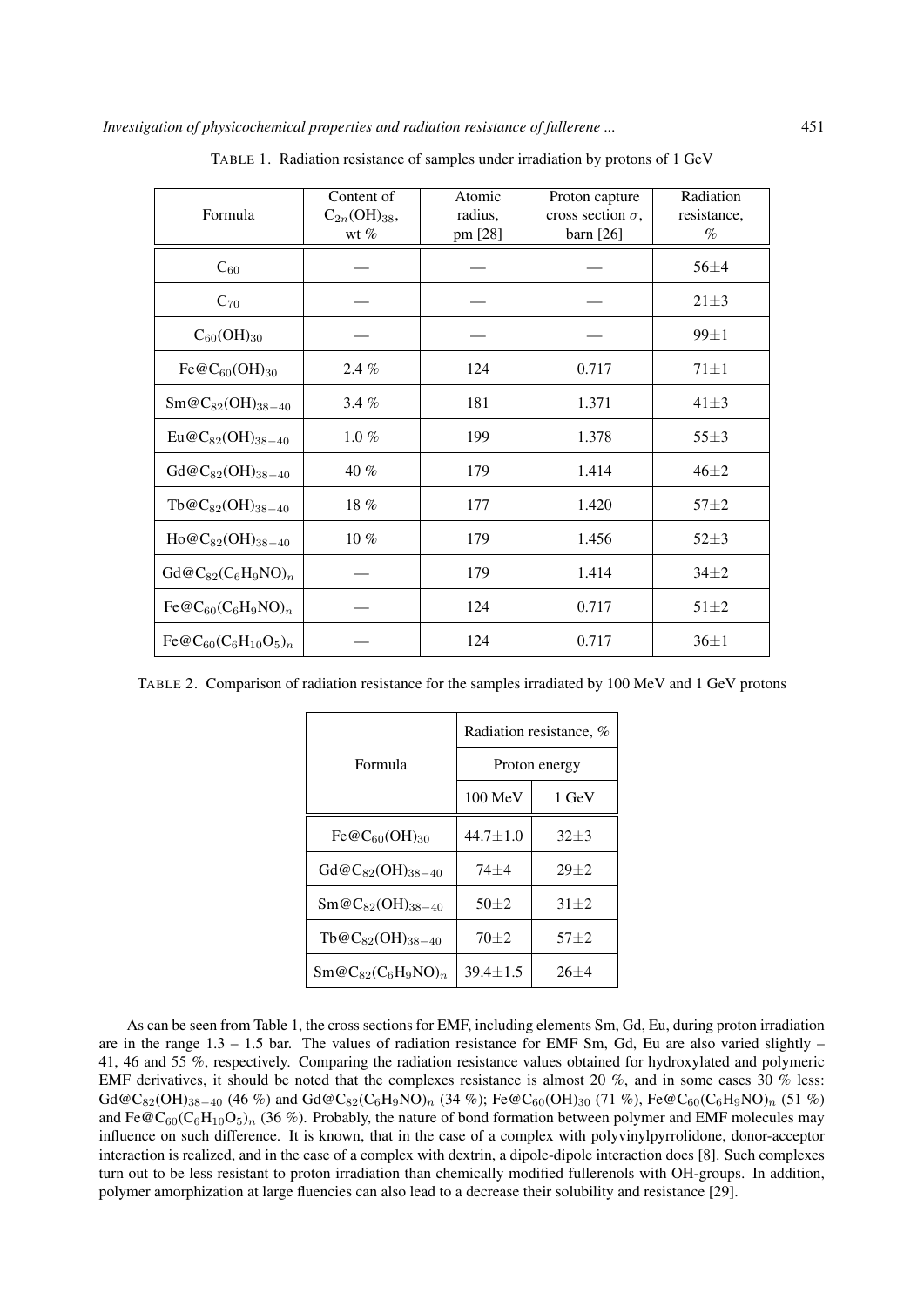TABLE 1. Radiation resistance of samples under irradiation by protons of 1 GeV

| Formula | Content of $C_{2n}(OH)_{38}$, wt % | Atomic radius, pm [28] | Proton capture cross section $\sigma$, barn [26] | Radiation resistance, % |
|---|---|---|---|---|
| $C_{60}$ | — | — | — | 56±4 |
| $C_{70}$ | — | — | — | 21±3 |
| $C_{60}(OH)_{30}$ | — | — | — | 99±1 |
| $Fe@C_{60}(OH)_{30}$ | 2.4 % | 124 | 0.717 | 71±1 |
| $Sm@C_{82}(OH)_{38-40}$ | 3.4 % | 181 | 1.371 | 41±3 |
| $Eu@C_{82}(OH)_{38-40}$ | 1.0 % | 199 | 1.378 | 55±3 |
| $Gd@C_{82}(OH)_{38-40}$ | 40 % | 179 | 1.414 | 46±2 |
| $Tb@C_{82}(OH)_{38-40}$ | 18 % | 177 | 1.420 | 57±2 |
| $Ho@C_{82}(OH)_{38-40}$ | 10 % | 179 | 1.456 | 52±3 |
| $Gd@C_{82}(C_6H_9NO)_n$ | — | 179 | 1.414 | 34±2 |
| $Fe@C_{60}(C_6H_9NO)_n$ | — | 124 | 0.717 | 51±2 |
| $Fe@C_{60}(C_6H_{10}O_5)_n$ | — | 124 | 0.717 | 36±1 |

TABLE 2. Comparison of radiation resistance for the samples irradiated by 100 MeV and 1 GeV protons

| Formula | Radiation resistance, % | |
|---|---|---|
| | Proton energy | |
| | 100 MeV | 1 GeV |
| $Fe@C_{60}(OH)_{30}$ | 44.7±1.0 | 32±3 |
| $Gd@C_{82}(OH)_{38-40}$ | 74±4 | 29±2 |
| $Sm@C_{82}(OH)_{38-40}$ | 50±2 | 31±2 |
| $Tb@C_{82}(OH)_{38-40}$ | 70±2 | 57±2 |
| $Sm@C_{82}(C_6H_9NO)_n$ | 39.4±1.5 | 26±4 |

As can be seen from Table 1, the cross sections for EMF, including elements Sm, Gd, Eu, during proton irradiation are in the range 1.3 – 1.5 bar. The values of radiation resistance for EMF Sm, Gd, Eu are also varied slightly – 41, 46 and 55 %, respectively. Comparing the radiation resistance values obtained for hydroxylated and polymeric EMF derivatives, it should be noted that the complexes resistance is almost 20 %, and in some cases 30 % less: $Gd@C_{82}(OH)_{38-40}$ (46 %) and $Gd@C_{82}(C_6H_9NO)_n$ (34 %); $Fe@C_{60}(OH)_{30}$ (71 %), $Fe@C_{60}(C_6H_9NO)_n$ (51 %) and $Fe@C_{60}(C_6H_{10}O_5)_n$ (36 %). Probably, the nature of bond formation between polymer and EMF molecules may influence on such difference. It is known, that in the case of a complex with polyvinylpyrrolidone, donor-acceptor interaction is realized, and in the case of a complex with dextrin, a dipole-dipole interaction does [8]. Such complexes turn out to be less resistant to proton irradiation than chemically modified fullerenols with OH-groups. In addition, polymer amorphization at large fluencies can also lead to a decrease their solubility and resistance [29].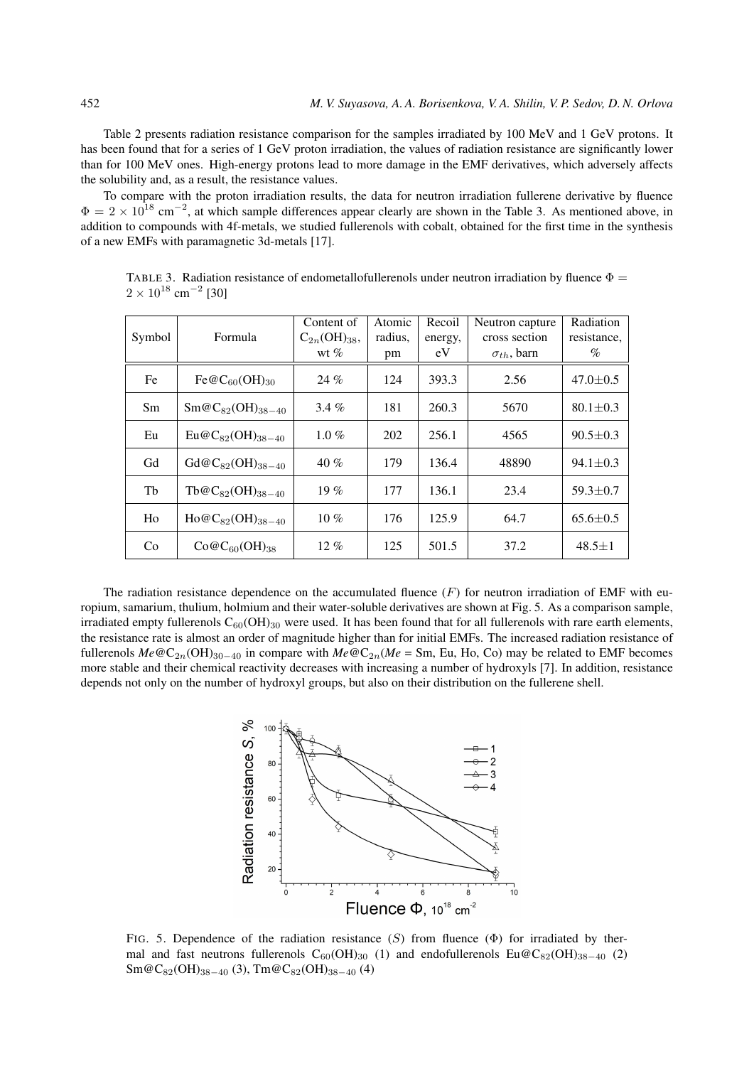Table 2 presents radiation resistance comparison for the samples irradiated by 100 MeV and 1 GeV protons. It has been found that for a series of 1 GeV proton irradiation, the values of radiation resistance are significantly lower than for 100 MeV ones. High-energy protons lead to more damage in the EMF derivatives, which adversely affects the solubility and, as a result, the resistance values.

To compare with the proton irradiation results, the data for neutron irradiation fullerene derivative by fluence $\Phi = 2 \times 10^{18}$ cm$^{-2}$, at which sample differences appear clearly are shown in the Table 3. As mentioned above, in addition to compounds with 4f-metals, we studied fullerenols with cobalt, obtained for the first time in the synthesis of a new EMFs with paramagnetic 3d-metals [17].

TABLE 3. Radiation resistance of endometallofullerenols under neutron irradiation by fluence $\Phi = 2 \times 10^{18}$ cm$^{-2}$ [30]

| Symbol | Formula | Content of $C_{2n}(OH)_{38}$, wt % | Atomic radius, pm | Recoil energy, eV | Neutron capture cross section $\sigma_{th}$, barn | Radiation resistance, % |
|---|---|---|---|---|---|---|
| Fe | $Fe@C_{60}(OH)_{30}$ | 24 % | 124 | 393.3 | 2.56 | $47.0 \pm 0.5$ |
| Sm | $Sm@C_{82}(OH)_{38-40}$ | 3.4 % | 181 | 260.3 | 5670 | $80.1 \pm 0.3$ |
| Eu | $Eu@C_{82}(OH)_{38-40}$ | 1.0 % | 202 | 256.1 | 4565 | $90.5 \pm 0.3$ |
| Gd | $Gd@C_{82}(OH)_{38-40}$ | 40 % | 179 | 136.4 | 48890 | $94.1 \pm 0.3$ |
| Tb | $Tb@C_{82}(OH)_{38-40}$ | 19 % | 177 | 136.1 | 23.4 | $59.3 \pm 0.7$ |
| Ho | $Ho@C_{82}(OH)_{38-40}$ | 10 % | 176 | 125.9 | 64.7 | $65.6 \pm 0.5$ |
| Co | $Co@C_{60}(OH)_{38}$ | 12 % | 125 | 501.5 | 37.2 | $48.5 \pm 1$ |

The radiation resistance dependence on the accumulated fluence ($F$) for neutron irradiation of EMF with europium, samarium, thulium, holmium and their water-soluble derivatives are shown at Fig. 5. As a comparison sample, irradiated empty fullerenols $C_{60}(OH)_{30}$ were used. It has been found that for all fullerenols with rare earth elements, the resistance rate is almost an order of magnitude higher than for initial EMFs. The increased radiation resistance of fullerenols $Me@C_{2n}(OH)_{30-40}$ in compare with $Me@C_{2n}$($Me$ = Sm, Eu, Ho, Co) may be related to EMF becomes more stable and their chemical reactivity decreases with increasing a number of hydroxyls [7]. In addition, resistance depends not only on the number of hydroxyl groups, but also on their distribution on the fullerene shell.

Radiation resistance S, %
100
80
60
40
20
0 2 4 6 8 10
Fluence Φ, 10^18 cm^-2
1
2
3
4

FIG. 5. Dependence of the radiation resistance ($S$) from fluence ($\Phi$) for irradiated by thermal and fast neutrons fullerenols $C_{60}(OH)_{30}$ (1) and endofullerenols $Eu@C_{82}(OH)_{38-40}$ (2) $Sm@C_{82}(OH)_{38-40}$ (3), $Tm@C_{82}(OH)_{38-40}$ (4)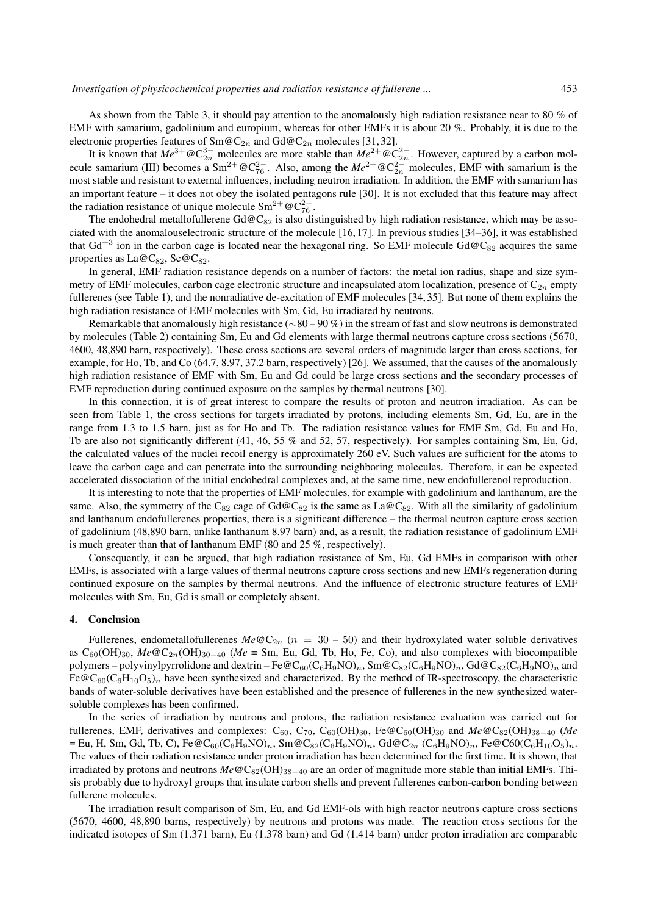As shown from the Table 3, it should pay attention to the anomalously high radiation resistance near to 80 % of EMF with samarium, gadolinium and europium, whereas for other EMFs it is about 20 %. Probably, it is due to the electronic properties features of $Sm@C_{2n}$ and $Gd@C_{2n}$ molecules [31, 32].

It is known that $Me^{3+}@C_{2n}^{3-}$ molecules are more stable than $Me^{2+}@C_{2n}^{2-}$. However, captured by a carbon molecule samarium (III) becomes a $Sm^{2+}@C_{76}^{2-}$. Also, among the $Me^{2+}@C_{2n}^{2-}$ molecules, EMF with samarium is the most stable and resistant to external influences, including neutron irradiation. In addition, the EMF with samarium has an important feature – it does not obey the isolated pentagons rule [30]. It is not excluded that this feature may affect the radiation resistance of unique molecule $Sm^{2+}@C_{76}^{2-}$.

The endohedral metallofullerene $Gd@C_{82}$ is also distinguished by high radiation resistance, which may be associated with the anomalouselectronic structure of the molecule [16, 17]. In previous studies [34–36], it was established that $Gd^{+3}$ ion in the carbon cage is located near the hexagonal ring. So EMF molecule $Gd@C_{82}$ acquires the same properties as $La@C_{82}$, $Sc@C_{82}$.

In general, EMF radiation resistance depends on a number of factors: the metal ion radius, shape and size symmetry of EMF molecules, carbon cage electronic structure and incapsulated atom localization, presence of $C_{2n}$ empty fullerenes (see Table 1), and the nonradiative de-excitation of EMF molecules [34, 35]. But none of them explains the high radiation resistance of EMF molecules with Sm, Gd, Eu irradiated by neutrons.

Remarkable that anomalously high resistance (∼80 – 90 %) in the stream of fast and slow neutrons is demonstrated by molecules (Table 2) containing Sm, Eu and Gd elements with large thermal neutrons capture cross sections (5670, 4600, 48,890 barn, respectively). These cross sections are several orders of magnitude larger than cross sections, for example, for Ho, Tb, and Co (64.7, 8.97, 37.2 barn, respectively) [26]. We assumed, that the causes of the anomalously high radiation resistance of EMF with Sm, Eu and Gd could be large cross sections and the secondary processes of EMF reproduction during continued exposure on the samples by thermal neutrons [30].

In this connection, it is of great interest to compare the results of proton and neutron irradiation. As can be seen from Table 1, the cross sections for targets irradiated by protons, including elements Sm, Gd, Eu, are in the range from 1.3 to 1.5 barn, just as for Ho and Tb. The radiation resistance values for EMF Sm, Gd, Eu and Ho, Tb are also not significantly different (41, 46, 55 % and 52, 57, respectively). For samples containing Sm, Eu, Gd, the calculated values of the nuclei recoil energy is approximately 260 eV. Such values are sufficient for the atoms to leave the carbon cage and can penetrate into the surrounding neighboring molecules. Therefore, it can be expected accelerated dissociation of the initial endohedral complexes and, at the same time, new endofullerenol reproduction.

It is interesting to note that the properties of EMF molecules, for example with gadolinium and lanthanum, are the same. Also, the symmetry of the $C_{82}$ cage of $Gd@C_{82}$ is the same as $La@C_{82}$. With all the similarity of gadolinium and lanthanum endofullerenes properties, there is a significant difference – the thermal neutron capture cross section of gadolinium (48,890 barn, unlike lanthanum 8.97 barn) and, as a result, the radiation resistance of gadolinium EMF is much greater than that of lanthanum EMF (80 and 25 %, respectively).

Consequently, it can be argued, that high radiation resistance of Sm, Eu, Gd EMFs in comparison with other EMFs, is associated with a large values of thermal neutrons capture cross sections and new EMFs regeneration during continued exposure on the samples by thermal neutrons. And the influence of electronic structure features of EMF molecules with Sm, Eu, Gd is small or completely absent.

## 4. Conclusion

Fullerenes, endometallofullerenes $Me@C_{2n}$ ($n = 30 - 50$) and their hydroxylated water soluble derivatives as $C_{60}(OH)_{30}$, $Me@C_{2n}(OH)_{30-40}$ (*Me* = Sm, Eu, Gd, Tb, Ho, Fe, Co), and also complexes with biocompatible polymers – polyvinylpyrrolidone and dextrin – $Fe@C_{60}(C_6H_9NO)_n$, $Sm@C_{82}(C_6H_9NO)_n$, $Gd@C_{82}(C_6H_9NO)_n$ and $Fe@C_{60}(C_6H_{10}O_5)_n$ have been synthesized and characterized. By the method of IR-spectroscopy, the characteristic bands of water-soluble derivatives have been established and the presence of fullerenes in the new synthesized water-soluble complexes has been confirmed.

In the series of irradiation by neutrons and protons, the radiation resistance evaluation was carried out for fullerenes, EMF, derivatives and complexes: $C_{60}$, $C_{70}$, $C_{60}(OH)_{30}$, $Fe@C_{60}(OH)_{30}$ and $Me@C_{82}(OH)_{38-40}$ (*Me* = Eu, H, Sm, Gd, Tb, C), $Fe@C_{60}(C_6H_9NO)_n$, $Sm@C_{82}(C_6H_9NO)_n$, $Gd@C_{2n}$ $(C_6H_9NO)_n$, $Fe@C60(C_6H_{10}O_5)_n$. The values of their radiation resistance under proton irradiation has been determined for the first time. It is shown, that irradiated by protons and neutrons $Me@C_{82}(OH)_{38-40}$ are an order of magnitude more stable than initial EMFs. Thisis probably due to hydroxyl groups that insulate carbon shells and prevent fullerenes carbon-carbon bonding between fullerene molecules.

The irradiation result comparison of Sm, Eu, and Gd EMF-ols with high reactor neutrons capture cross sections (5670, 4600, 48,890 barns, respectively) by neutrons and protons was made. The reaction cross sections for the indicated isotopes of Sm (1.371 barn), Eu (1.378 barn) and Gd (1.414 barn) under proton irradiation are comparable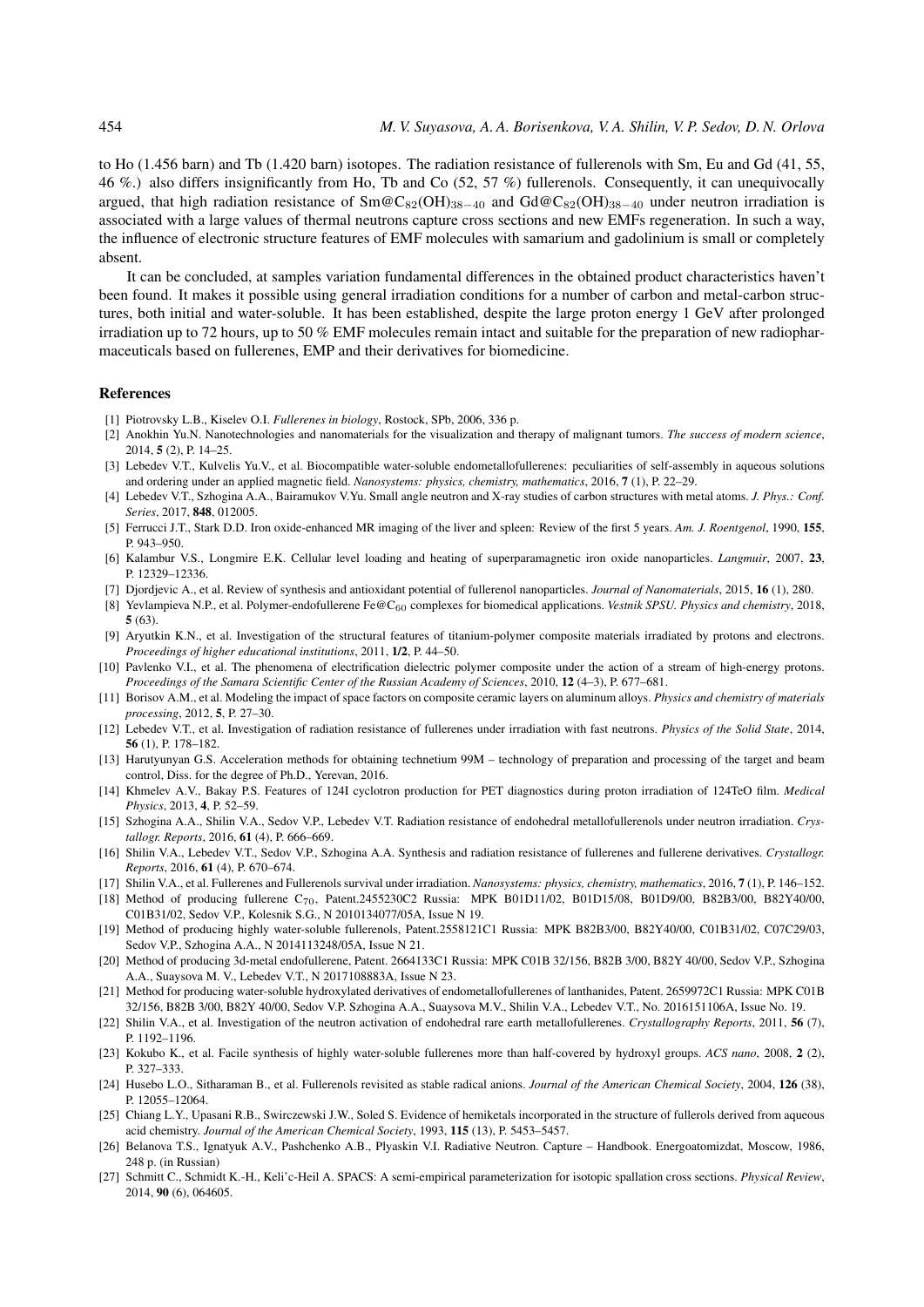to Ho (1.456 barn) and Tb (1.420 barn) isotopes. The radiation resistance of fullerenols with Sm, Eu and Gd (41, 55, 46 %.) also differs insignificantly from Ho, Tb and Co (52, 57 %) fullerenols. Consequently, it can unequivocally argued, that high radiation resistance of $Sm@C_{82}(OH)_{38-40}$ and $Gd@C_{82}(OH)_{38-40}$ under neutron irradiation is associated with a large values of thermal neutrons capture cross sections and new EMFs regeneration. In such a way, the influence of electronic structure features of EMF molecules with samarium and gadolinium is small or completely absent.

It can be concluded, at samples variation fundamental differences in the obtained product characteristics haven't been found. It makes it possible using general irradiation conditions for a number of carbon and metal-carbon structures, both initial and water-soluble. It has been established, despite the large proton energy 1 GeV after prolonged irradiation up to 72 hours, up to 50 % EMF molecules remain intact and suitable for the preparation of new radiopharmaceuticals based on fullerenes, EMP and their derivatives for biomedicine.

## References

[1] Piotrovsky L.B., Kiselev O.I. *Fullerenes in biology*, Rostock, SPb, 2006, 336 p.

[2] Anokhin Yu.N. Nanotechnologies and nanomaterials for the visualization and therapy of malignant tumors. *The success of modern science*, 2014, **5** (2), P. 14–25.

[3] Lebedev V.T., Kulvelis Yu.V., et al. Biocompatible water-soluble endometallofullerenes: peculiarities of self-assembly in aqueous solutions and ordering under an applied magnetic field. *Nanosystems: physics, chemistry, mathematics*, 2016, **7** (1), P. 22–29.

[4] Lebedev V.T., Szhogina A.A., Bairamukov V.Yu. Small angle neutron and X-ray studies of carbon structures with metal atoms. *J. Phys.: Conf. Series*, 2017, **848**, 012005.

[5] Ferrucci J.T., Stark D.D. Iron oxide-enhanced MR imaging of the liver and spleen: Review of the first 5 years. *Am. J. Roentgenol*, 1990, **155**, P. 943–950.

[6] Kalambur V.S., Longmire E.K. Cellular level loading and heating of superparamagnetic iron oxide nanoparticles. *Langmuir*, 2007, **23**, P. 12329–12336.

[7] Djordjevic A., et al. Review of synthesis and antioxidant potential of fullerenol nanoparticles. *Journal of Nanomaterials*, 2015, **16** (1), 280.

[8] Yevlampieva N.P., et al. Polymer-endofullerene $Fe@C_{60}$ complexes for biomedical applications. *Vestnik SPSU. Physics and chemistry*, 2018, **5** (63).

[9] Aryutkin K.N., et al. Investigation of the structural features of titanium-polymer composite materials irradiated by protons and electrons. *Proceedings of higher educational institutions*, 2011, **1/2**, P. 44–50.

[10] Pavlenko V.I., et al. The phenomena of electrification dielectric polymer composite under the action of a stream of high-energy protons. *Proceedings of the Samara Scientific Center of the Russian Academy of Sciences*, 2010, **12** (4–3), P. 677–681.

[11] Borisov A.M., et al. Modeling the impact of space factors on composite ceramic layers on aluminum alloys. *Physics and chemistry of materials processing*, 2012, **5**, P. 27–30.

[12] Lebedev V.T., et al. Investigation of radiation resistance of fullerenes under irradiation with fast neutrons. *Physics of the Solid State*, 2014, **56** (1), P. 178–182.

[13] Harutyunyan G.S. Acceleration methods for obtaining technetium 99M – technology of preparation and processing of the target and beam control, Diss. for the degree of Ph.D., Yerevan, 2016.

[14] Khmelev A.V., Bakay P.S. Features of 124I cyclotron production for PET diagnostics during proton irradiation of 124TeO film. *Medical Physics*, 2013, **4**, P. 52–59.

[15] Szhogina A.A., Shilin V.A., Sedov V.P., Lebedev V.T. Radiation resistance of endohedral metallofullerenols under neutron irradiation. *Crystallogr. Reports*, 2016, **61** (4), P. 666–669.

[16] Shilin V.A., Lebedev V.T., Sedov V.P., Szhogina A.A. Synthesis and radiation resistance of fullerenes and fullerene derivatives. *Crystallogr. Reports*, 2016, **61** (4), P. 670–674.

[17] Shilin V.A., et al. Fullerenes and Fullerenols survival under irradiation. *Nanosystems: physics, chemistry, mathematics*, 2016, **7** (1), P. 146–152.

[18] Method of producing fullerene $C_{70}$, Patent.2455230C2 Russia: MPK B01D11/02, B01D15/08, B01D9/00, B82B3/00, B82Y40/00, C01B31/02, Sedov V.P., Kolesnik S.G., N 2010134077/05A, Issue N 19.

[19] Method of producing highly water-soluble fullerenols, Patent.2558121C1 Russia: MPK B82B3/00, B82Y40/00, C01B31/02, C07C29/03, Sedov V.P., Szhogina A.A., N 2014113248/05A, Issue N 21.

[20] Method of producing 3d-metal endofullerene, Patent. 2664133C1 Russia: MPK C01B 32/156, B82B 3/00, B82Y 40/00, Sedov V.P., Szhogina A.A., Suaysova M. V., Lebedev V.T., N 2017108883A, Issue N 23.

[21] Method for producing water-soluble hydroxylated derivatives of endometallofullerenes of lanthanides, Patent. 2659972C1 Russia: MPK C01B 32/156, B82B 3/00, B82Y 40/00, Sedov V.P. Szhogina A.A., Suaysova M.V., Shilin V.A., Lebedev V.T., No. 2016151106A, Issue No. 19.

[22] Shilin V.A., et al. Investigation of the neutron activation of endohedral rare earth metallofullerenes. *Crystallography Reports*, 2011, **56** (7), P. 1192–1196.

[23] Kokubo K., et al. Facile synthesis of highly water-soluble fullerenes more than half-covered by hydroxyl groups. *ACS nano*, 2008, **2** (2), P. 327–333.

[24] Husebo L.O., Sitharaman B., et al. Fullerenols revisited as stable radical anions. *Journal of the American Chemical Society*, 2004, **126** (38), P. 12055–12064.

[25] Chiang L.Y., Upasani R.B., Swirczewski J.W., Soled S. Evidence of hemiketals incorporated in the structure of fullerols derived from aqueous acid chemistry. *Journal of the American Chemical Society*, 1993, **115** (13), P. 5453–5457.

[26] Belanova T.S., Ignatyuk A.V., Pashchenko A.B., Plyaskin V.I. Radiative Neutron. Capture – Handbook. Energoatomizdat, Moscow, 1986, 248 p. (in Russian)

[27] Schmitt C., Schmidt K.-H., Keli'c-Heil A. SPACS: A semi-empirical parameterization for isotopic spallation cross sections. *Physical Review*, 2014, **90** (6), 064605.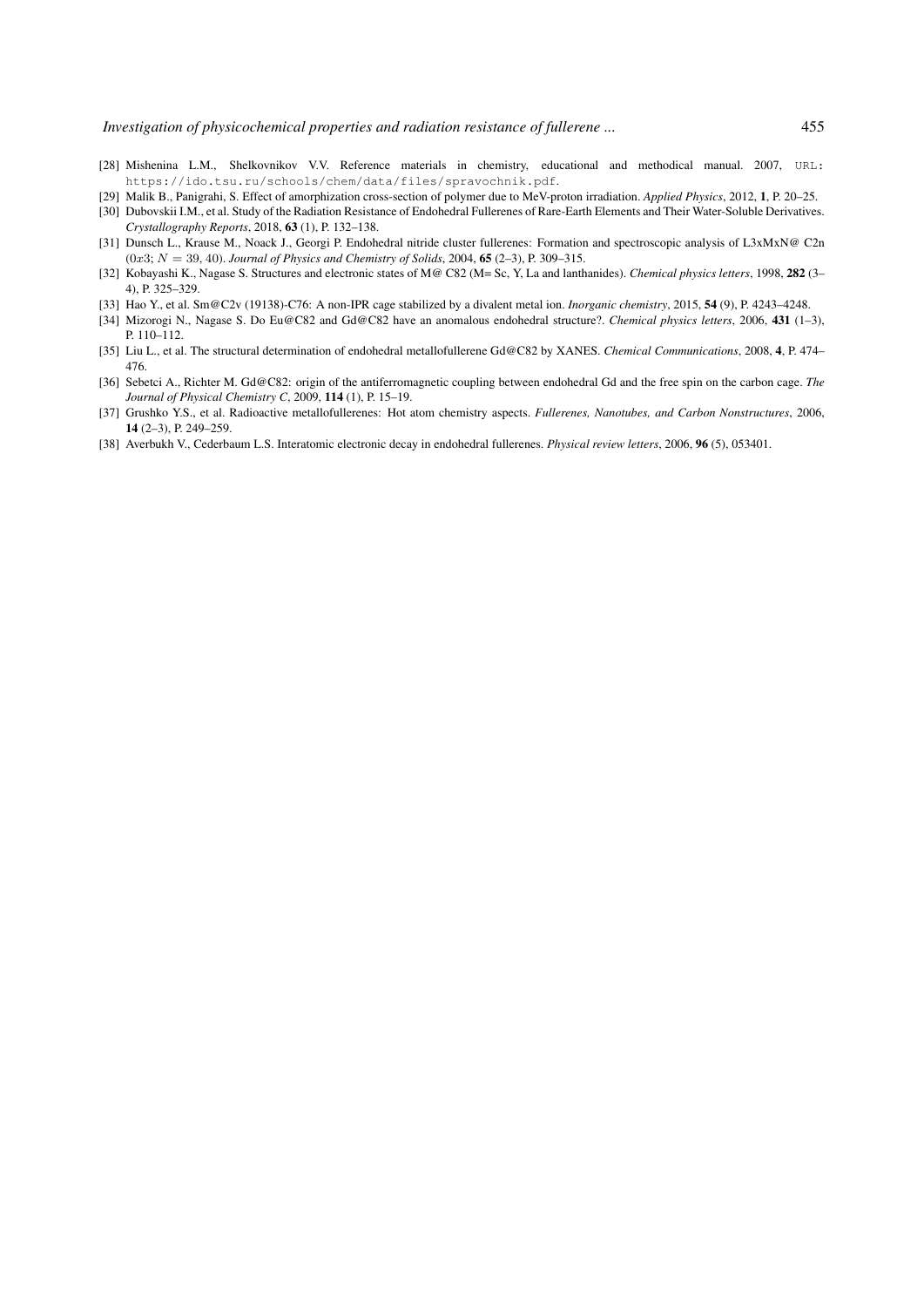[28] Mishenina L.M., Shelkovnikov V.V. Reference materials in chemistry, educational and methodical manual. 2007, URL: https://ido.tsu.ru/schools/chem/data/files/spravochnik.pdf.

[29] Malik B., Panigrahi, S. Effect of amorphization cross-section of polymer due to MeV-proton irradiation. *Applied Physics*, 2012, **1**, P. 20–25.

[30] Dubovskii I.M., et al. Study of the Radiation Resistance of Endohedral Fullerenes of Rare-Earth Elements and Their Water-Soluble Derivatives. *Crystallography Reports*, 2018, **63** (1), P. 132–138.

[31] Dunsch L., Krause M., Noack J., Georgi P. Endohedral nitride cluster fullerenes: Formation and spectroscopic analysis of L3xMxN@ C2n ($0x3$; $N = 39, 40$). *Journal of Physics and Chemistry of Solids*, 2004, **65** (2–3), P. 309–315.

[32] Kobayashi K., Nagase S. Structures and electronic states of M@ C82 (M= Sc, Y, La and lanthanides). *Chemical physics letters*, 1998, **282** (3–4), P. 325–329.

[33] Hao Y., et al. Sm@C2v (19138)-C76: A non-IPR cage stabilized by a divalent metal ion. *Inorganic chemistry*, 2015, **54** (9), P. 4243–4248.

[34] Mizorogi N., Nagase S. Do Eu@C82 and Gd@C82 have an anomalous endohedral structure?. *Chemical physics letters*, 2006, **431** (1–3), P. 110–112.

[35] Liu L., et al. The structural determination of endohedral metallofullerene Gd@C82 by XANES. *Chemical Communications*, 2008, **4**, P. 474–476.

[36] Sebetci A., Richter M. Gd@C82: origin of the antiferromagnetic coupling between endohedral Gd and the free spin on the carbon cage. *The Journal of Physical Chemistry C*, 2009, **114** (1), P. 15–19.

[37] Grushko Y.S., et al. Radioactive metallofullerenes: Hot atom chemistry aspects. *Fullerenes, Nanotubes, and Carbon Nonstructures*, 2006, **14** (2–3), P. 249–259.

[38] Averbukh V., Cederbaum L.S. Interatomic electronic decay in endohedral fullerenes. *Physical review letters*, 2006, **96** (5), 053401.